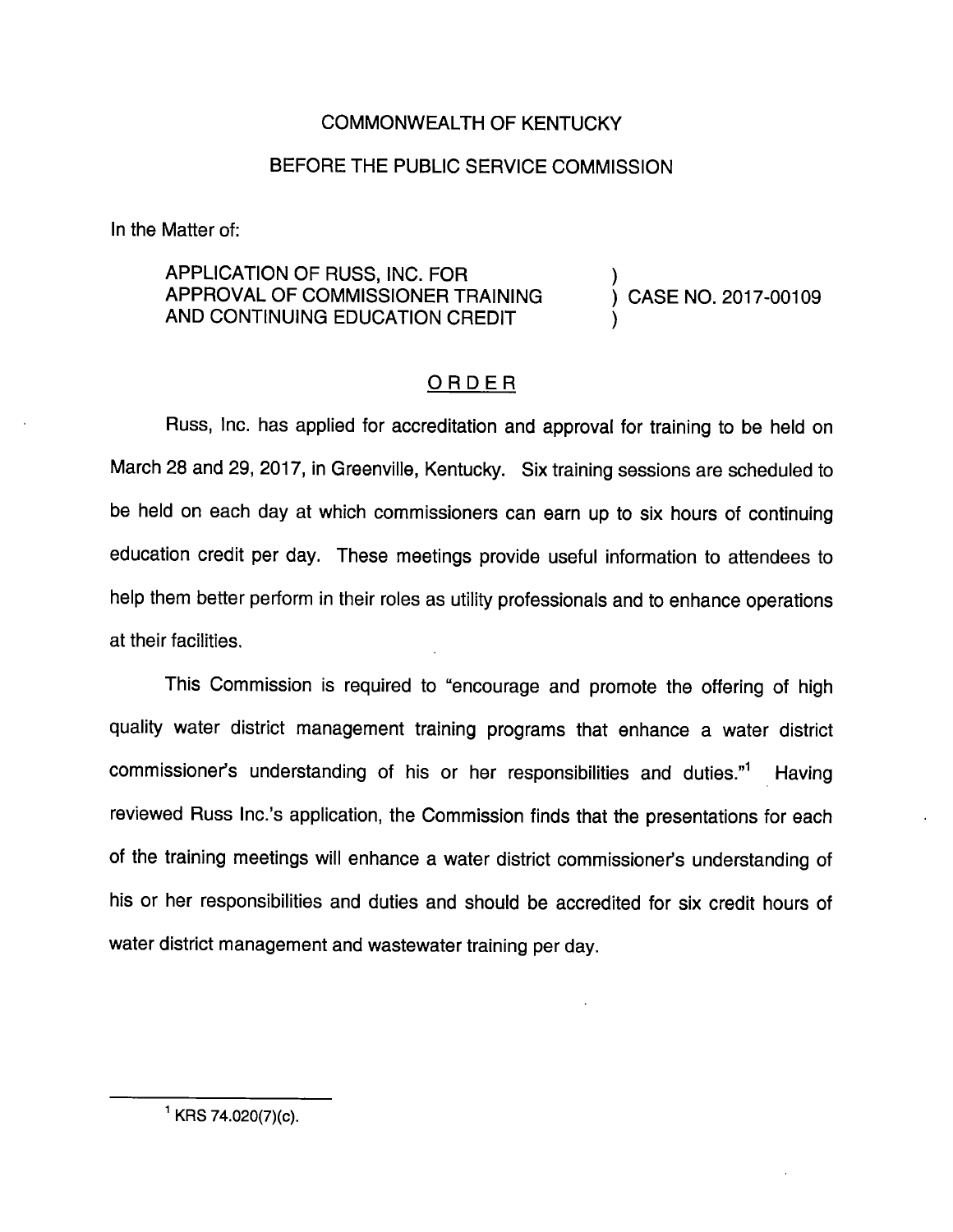COMMONWEALTH OF KENTUCKY

BEFORE THE PUBLIC SERVICE COMMISSION

In the Matter of:

APPLICATION OF RUSS, INC. FOR APPROVAL OF COMMISSIONER TRAINING AND CONTINUING EDUCATION CREDIT ) CASE NO. 2017-00109

## ORDER

Russ, Inc. has applied for accreditation and approval for training to be held on March 28 and 29, 2017, in Greenville, Kentucky. Six training sessions are scheduled to be held on each day at which commissioners can earn up to six hours of continuing education credit per day. These meetings provide useful information to attendees to help them better perform in their roles as utility professionals and to enhance operations at their facilities.

This Commission is required to "encourage and promote the offering of high quality water district management training programs that enhance a water district commissioner's understanding of his or her responsibilities and duties."[1] Having reviewed Russ Inc.'s application, the Commission finds that the presentations for each of the training meetings will enhance a water district commissioner's understanding of his or her responsibilities and duties and should be accredited for six credit hours of water district management and wastewater training per day.

---

[1] KRS 74.020(7)(c).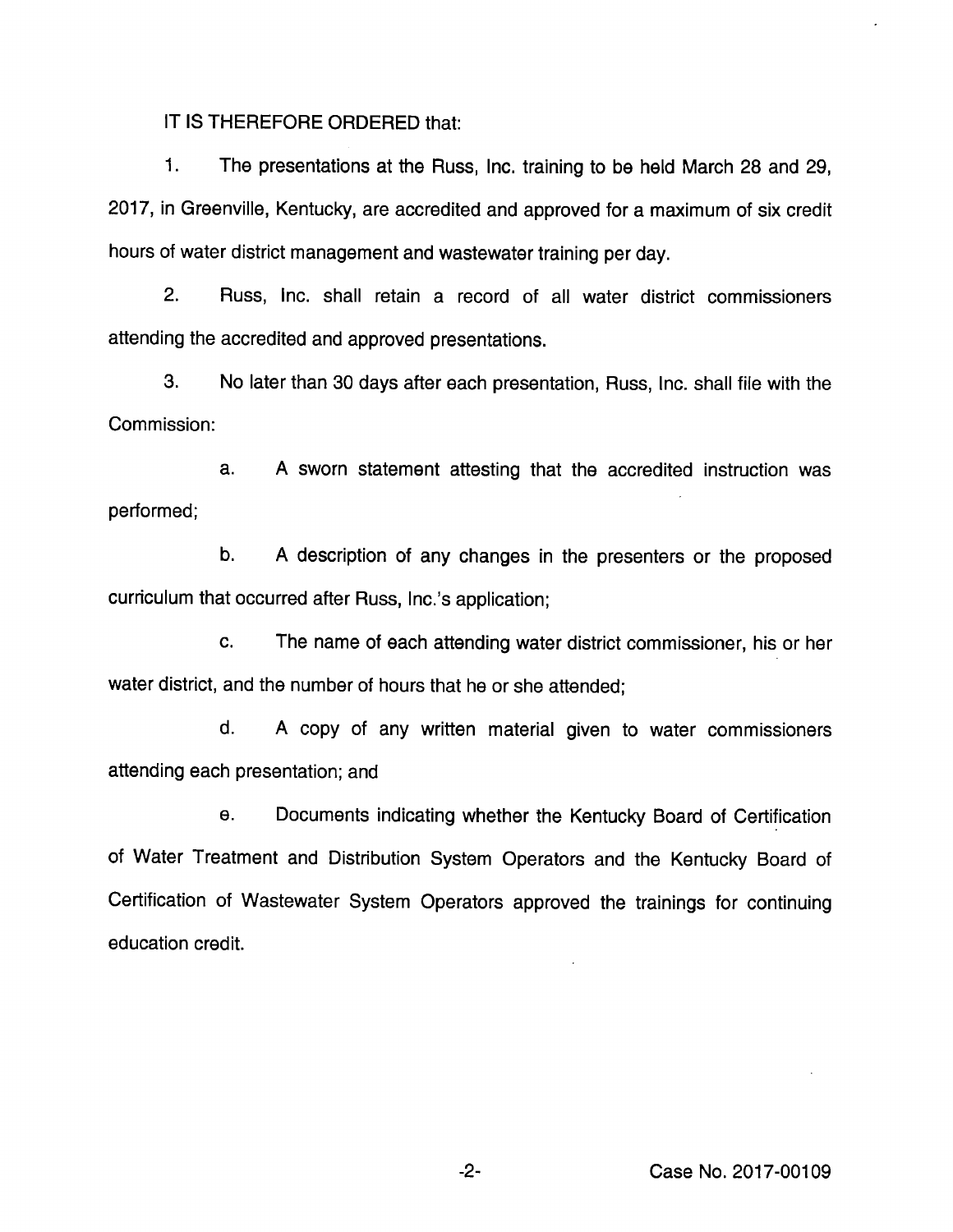IT IS THEREFORE ORDERED that:

1. The presentations at the Russ, Inc. training to be held March 28 and 29, 2017, in Greenville, Kentucky, are accredited and approved for a maximum of six credit hours of water district management and wastewater training per day.

2. Russ, Inc. shall retain a record of all water district commissioners attending the accredited and approved presentations.

3. No later than 30 days after each presentation, Russ, Inc. shall file with the Commission:

   a. A sworn statement attesting that the accredited instruction was performed;

   b. A description of any changes in the presenters or the proposed curriculum that occurred after Russ, Inc.'s application;

   c. The name of each attending water district commissioner, his or her water district, and the number of hours that he or she attended;

   d. A copy of any written material given to water commissioners attending each presentation; and

   e. Documents indicating whether the Kentucky Board of Certification of Water Treatment and Distribution System Operators and the Kentucky Board of Certification of Wastewater System Operators approved the trainings for continuing education credit.

Case No. 2017-00109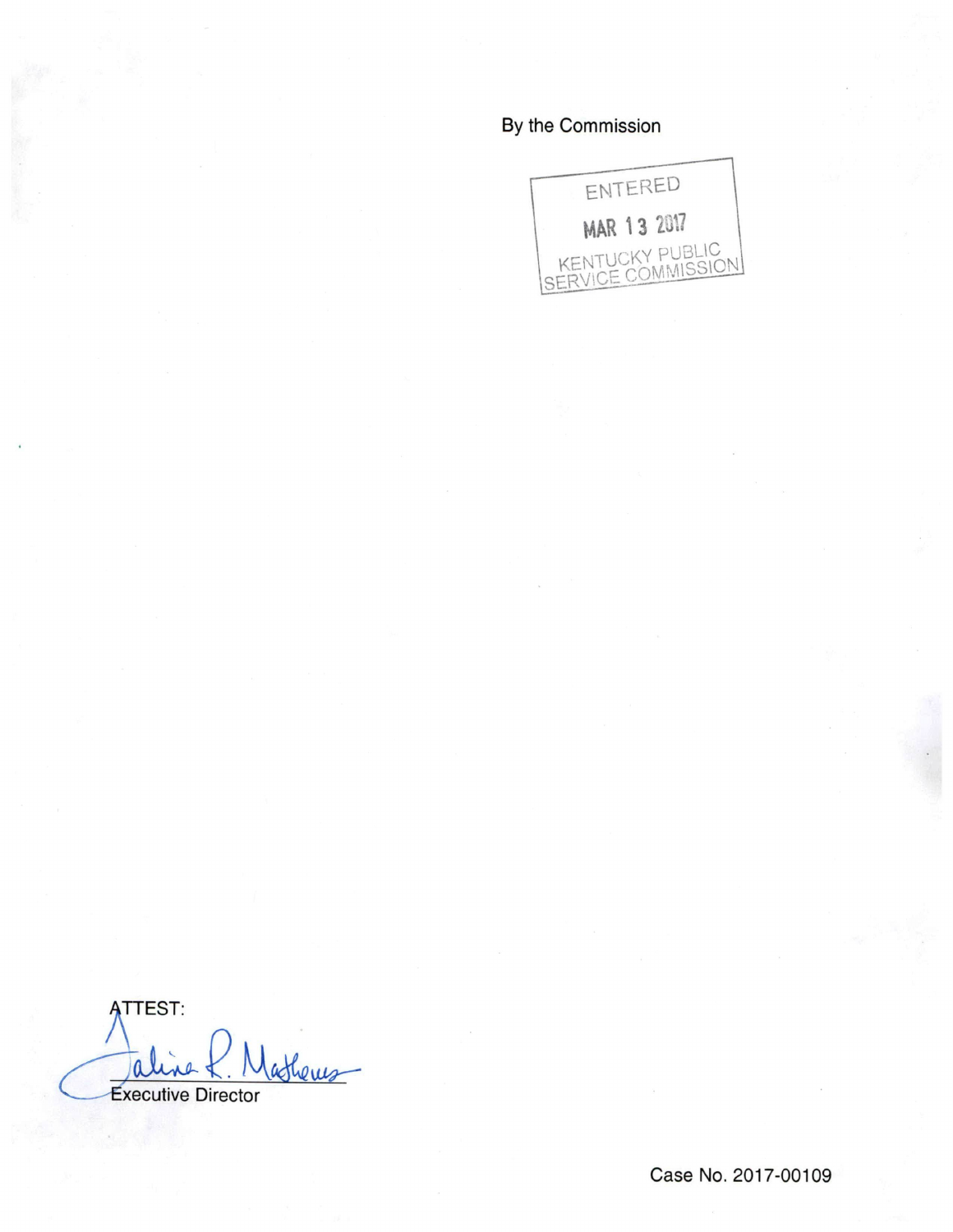By the Commission

ENTERED

MAR 13 2017

KENTUCKY PUBLIC SERVICE COMMISSION

ATTEST:

Executive Director

Case No. 2017-00109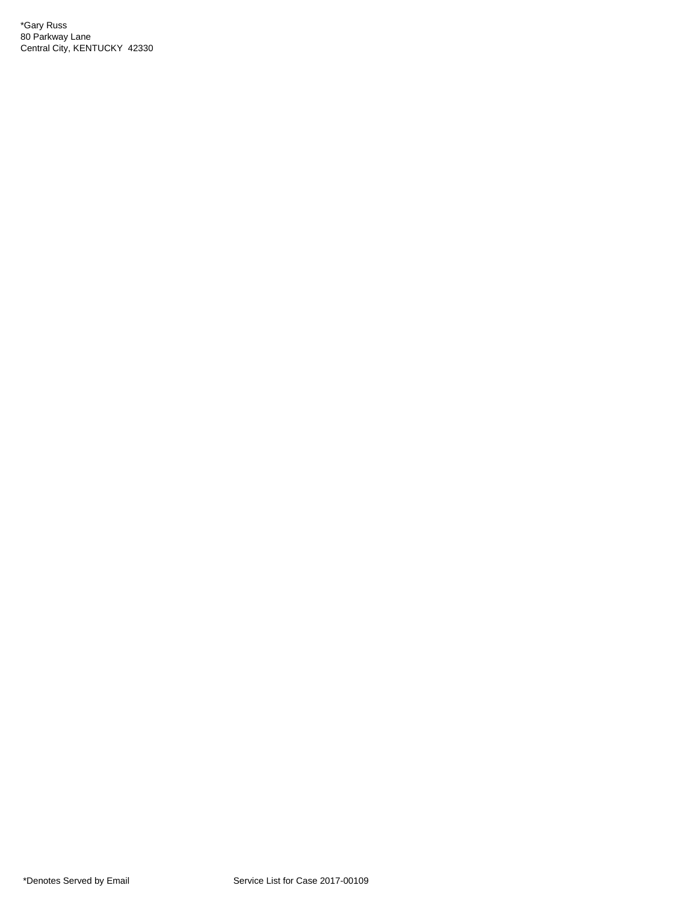*Gary Russ
80 Parkway Lane
Central City, KENTUCKY  42330